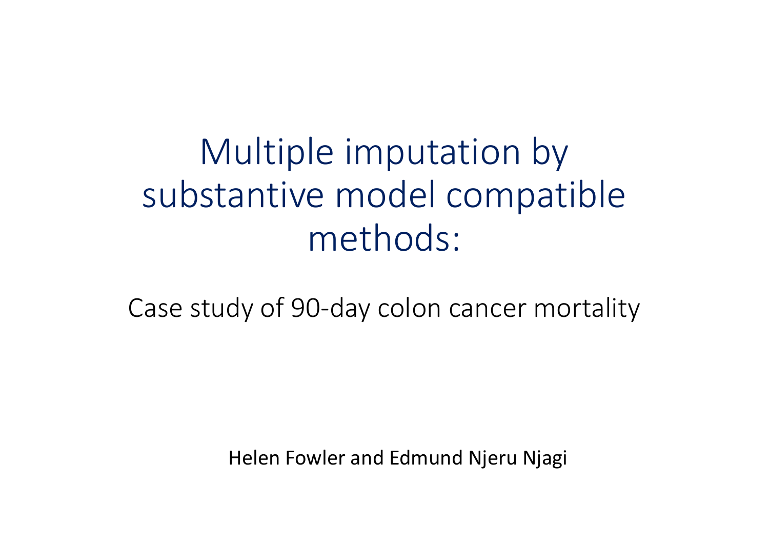# Multiple imputation by substantive model compatible methods:

## Case study of 90-day colon cancer mortality

Helen Fowler and Edmund Njeru Njagi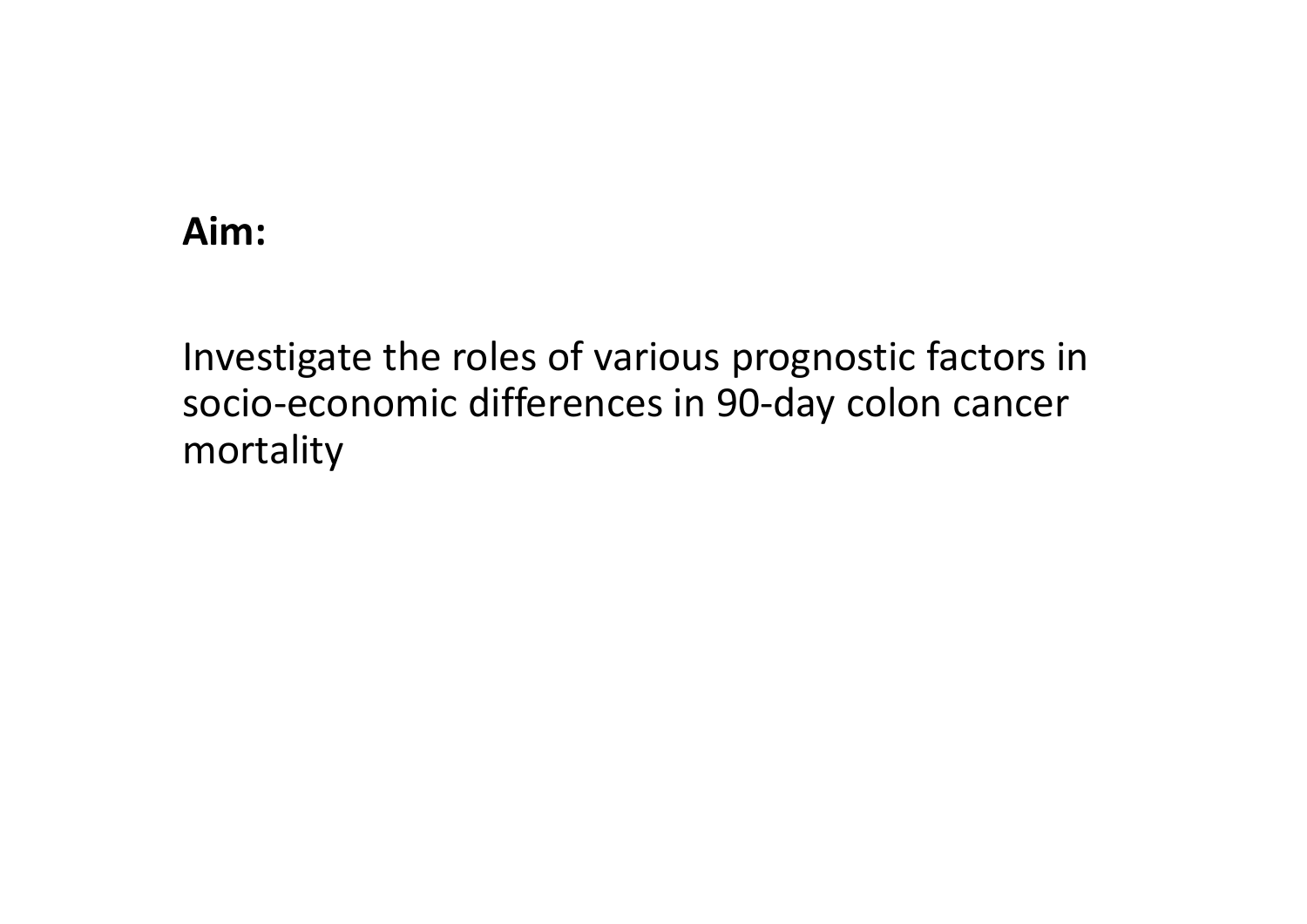**Aim:**

Investigate the roles of various prognostic factors in socio-economic differences in 90-day colon cancer mortality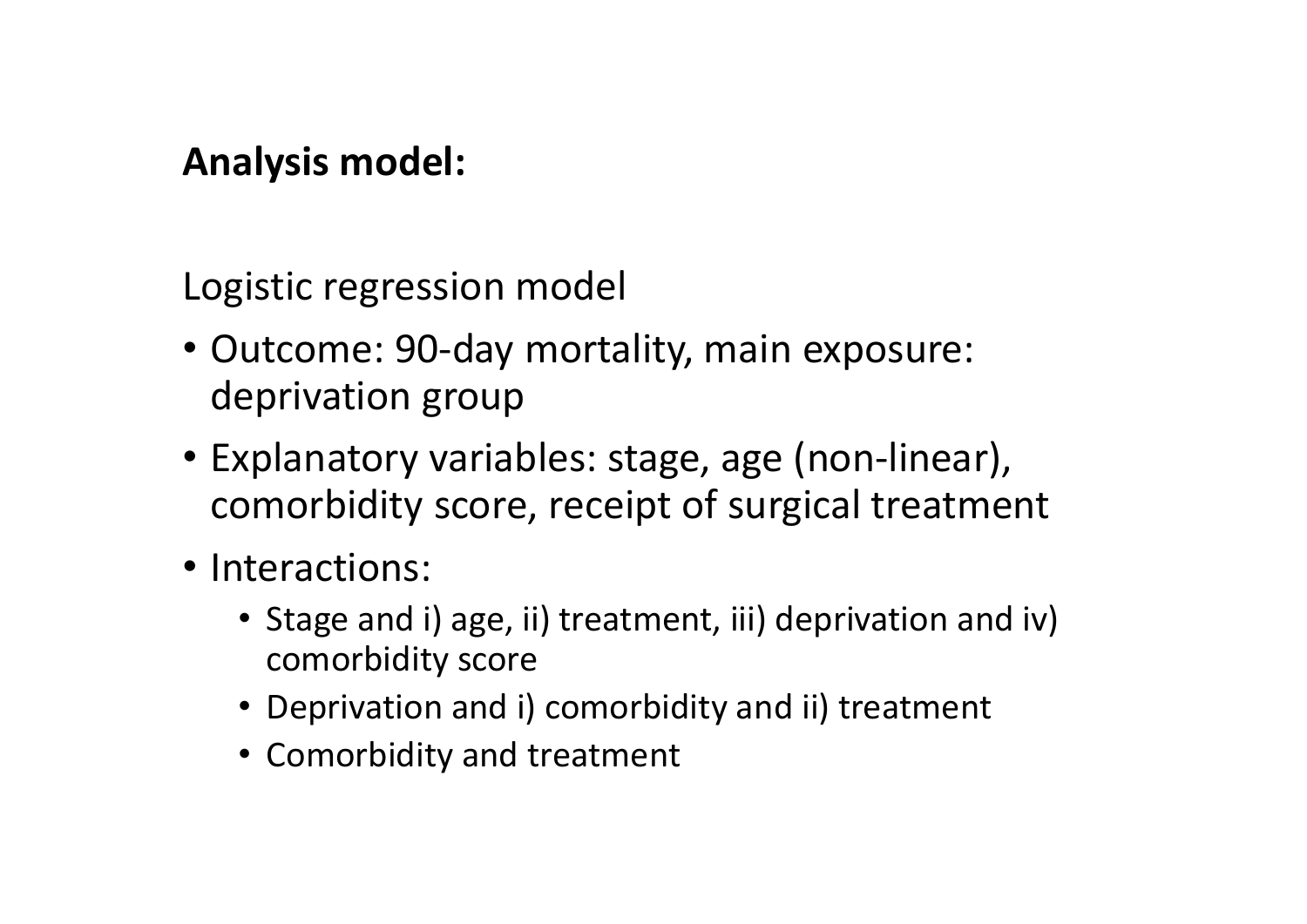**Analysis model:**

Logistic regression model

- Outcome: 90-day mortality, main exposure: deprivation group
- Explanatory variables: stage, age (non-linear), comorbidity score, receipt of surgical treatment
- Interactions:
  - Stage and i) age, ii) treatment, iii) deprivation and iv) comorbidity score
  - Deprivation and i) comorbidity and ii) treatment
  - Comorbidity and treatment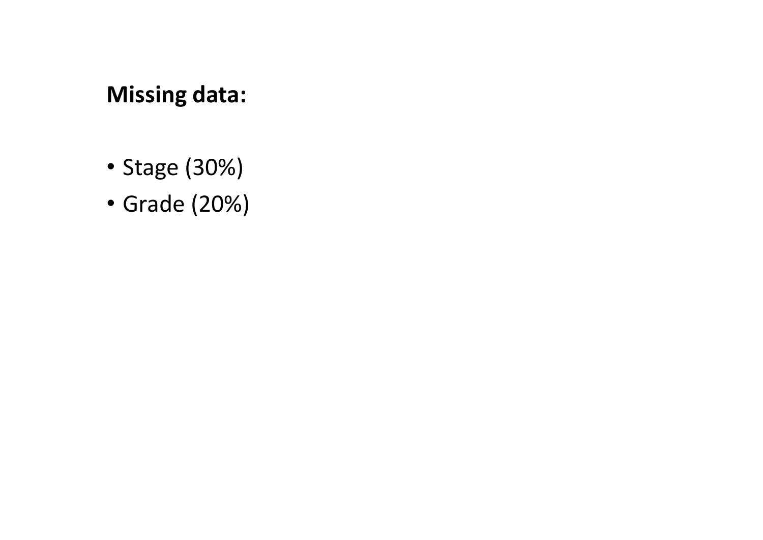**Missing data:**

- Stage (30%)
- Grade (20%)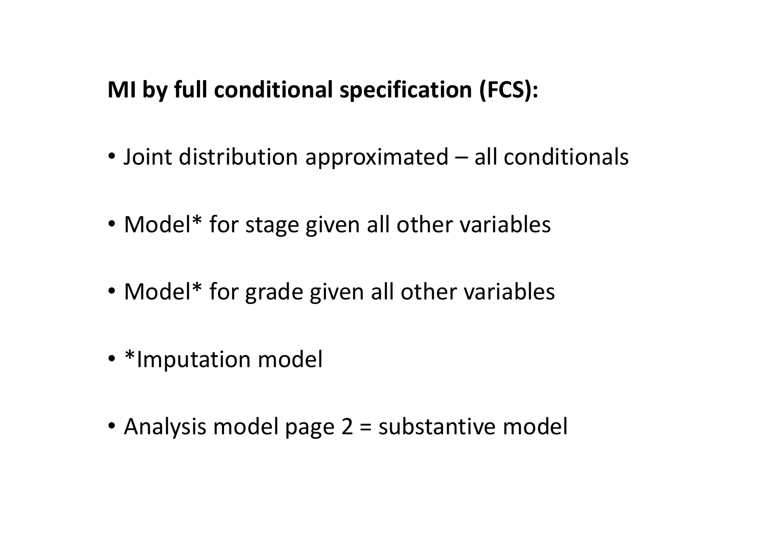**MI by full conditional specification (FCS):**

- Joint distribution approximated – all conditionals
- Model* for stage given all other variables
- Model* for grade given all other variables
- *Imputation model
- Analysis model page 2 = substantive model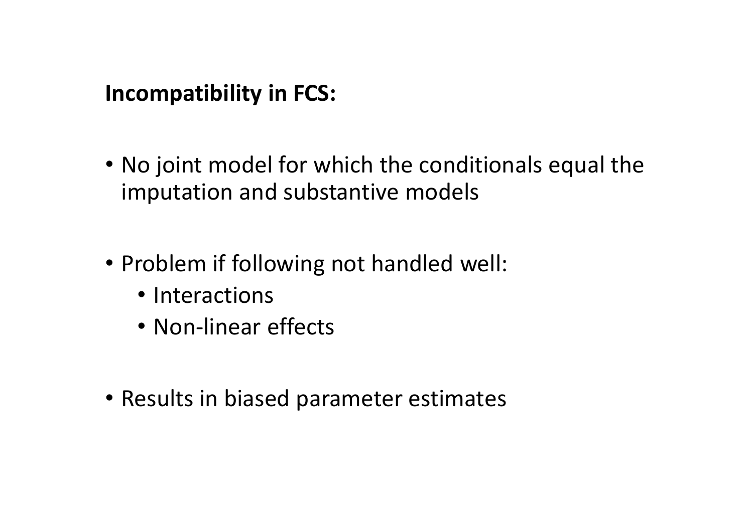**Incompatibility in FCS:**

- No joint model for which the conditionals equal the imputation and substantive models

- Problem if following not handled well:
  - Interactions
  - Non-linear effects

- Results in biased parameter estimates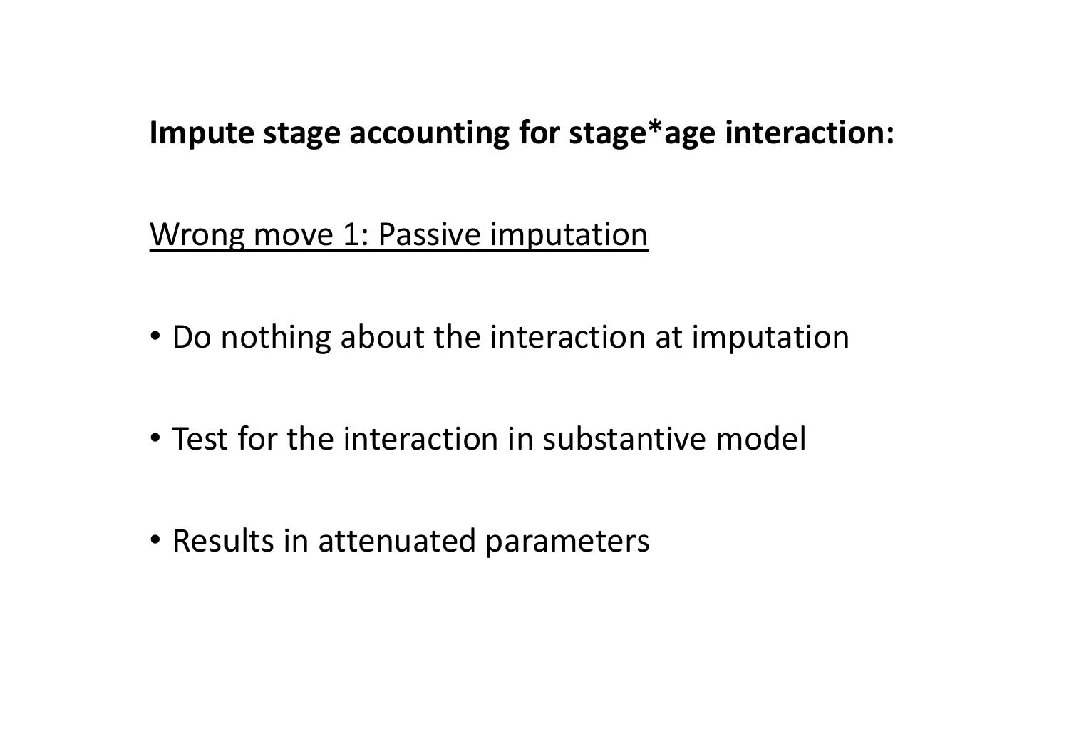**Impute stage accounting for stage*age interaction:**

<u>Wrong move 1: Passive imputation</u>

- Do nothing about the interaction at imputation
- Test for the interaction in substantive model
- Results in attenuated parameters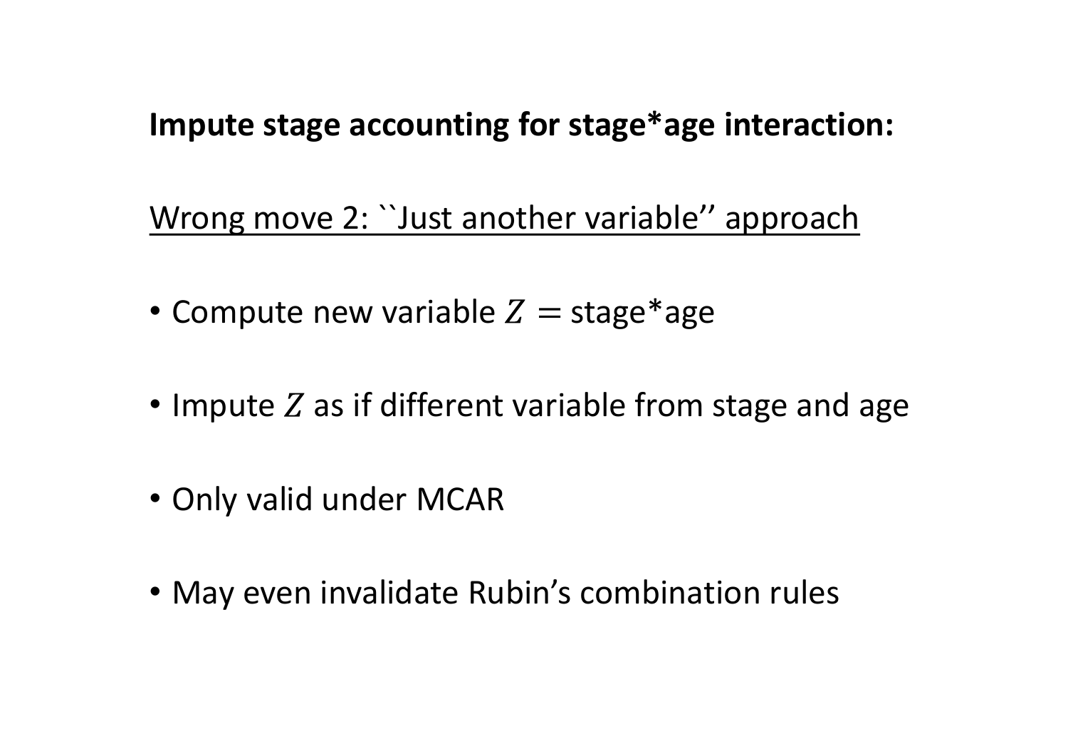**Impute stage accounting for stage*age interaction:**

<u>Wrong move 2: ``Just another variable'' approach</u>

- Compute new variable $Z =$ stage*age
- Impute $Z$ as if different variable from stage and age
- Only valid under MCAR
- May even invalidate Rubin's combination rules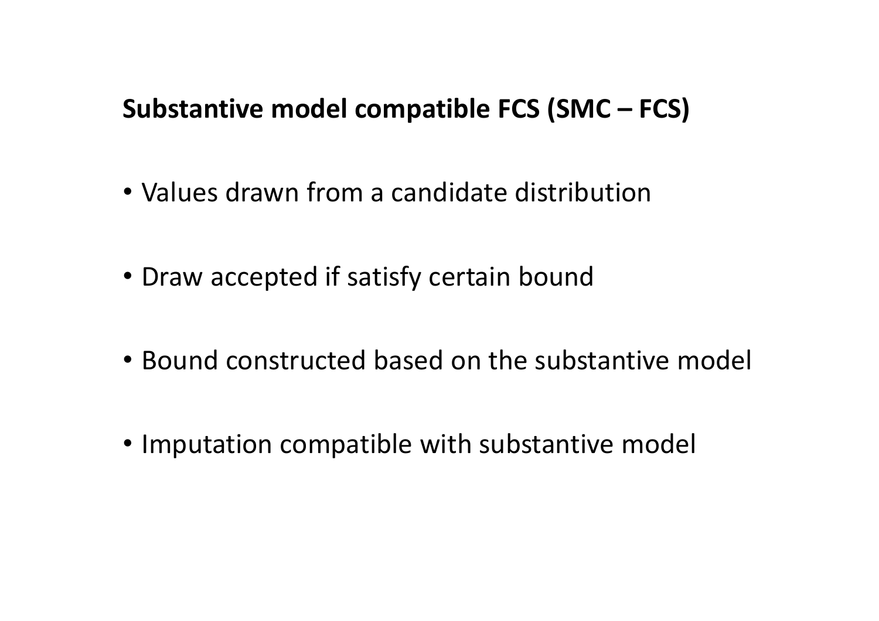## Substantive model compatible FCS (SMC – FCS)

- Values drawn from a candidate distribution
- Draw accepted if satisfy certain bound
- Bound constructed based on the substantive model
- Imputation compatible with substantive model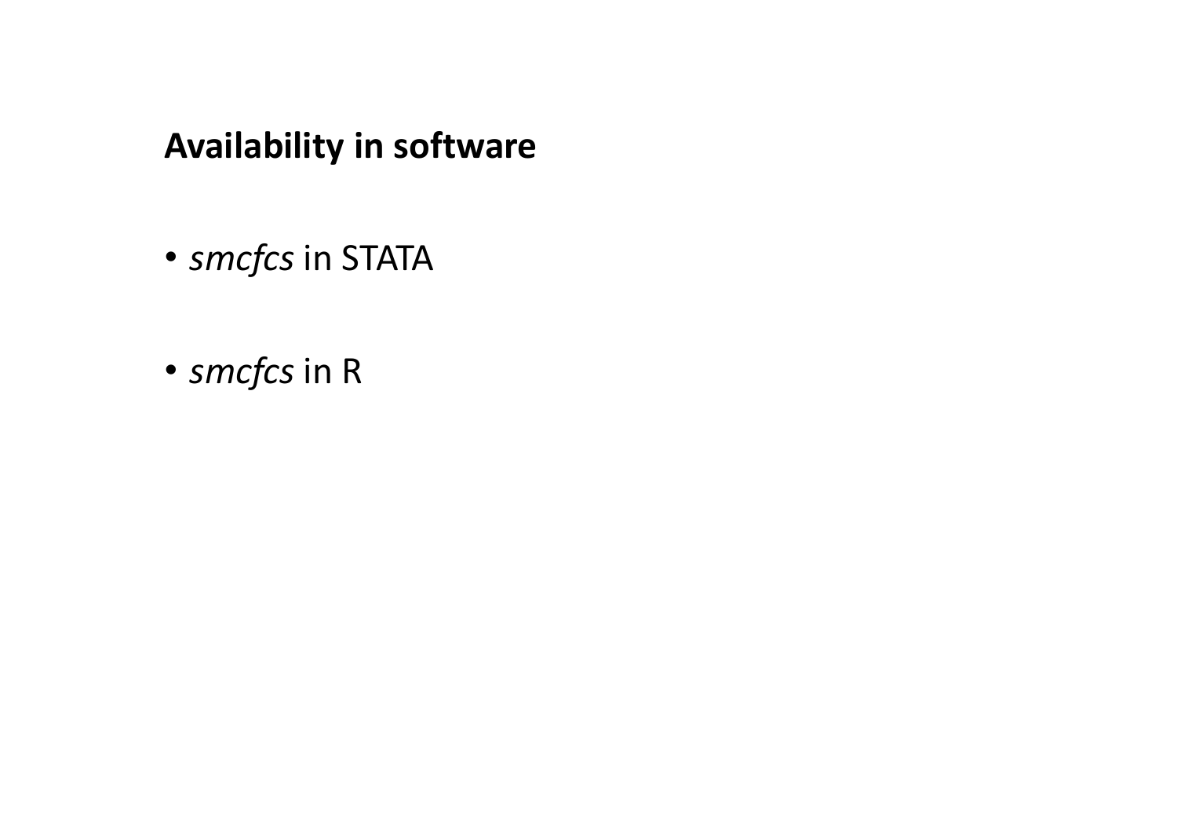## Availability in software

- *smcfcs* in STATA
- *smcfcs* in R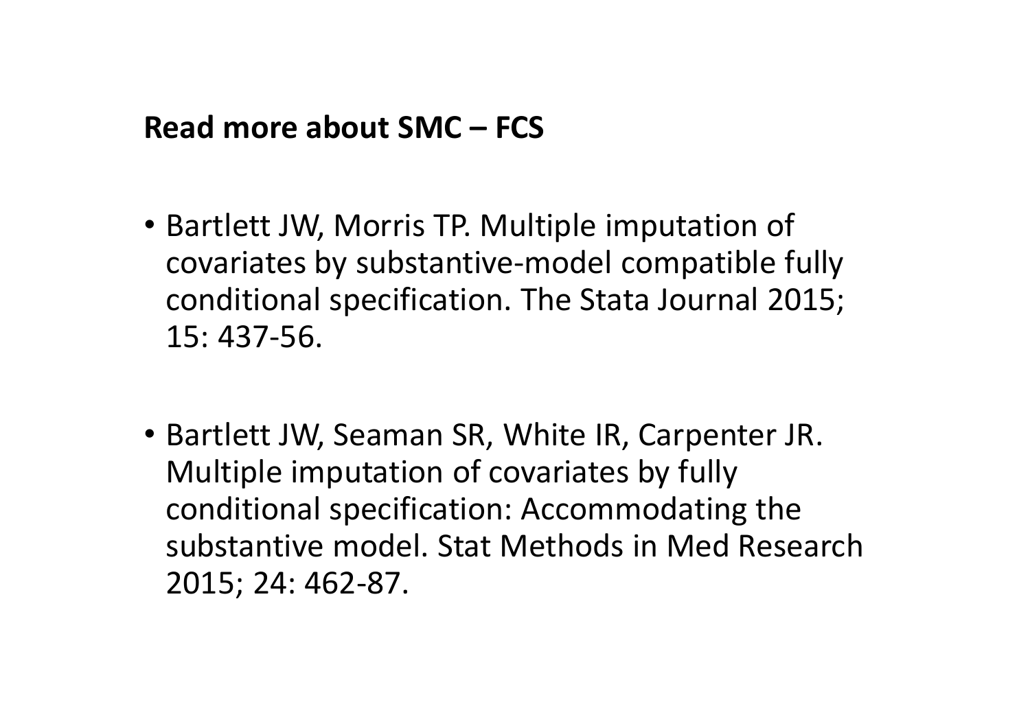**Read more about SMC – FCS**

- Bartlett JW, Morris TP. Multiple imputation of covariates by substantive-model compatible fully conditional specification. The Stata Journal 2015; 15: 437-56.

- Bartlett JW, Seaman SR, White IR, Carpenter JR. Multiple imputation of covariates by fully conditional specification: Accommodating the substantive model. Stat Methods in Med Research 2015; 24: 462-87.